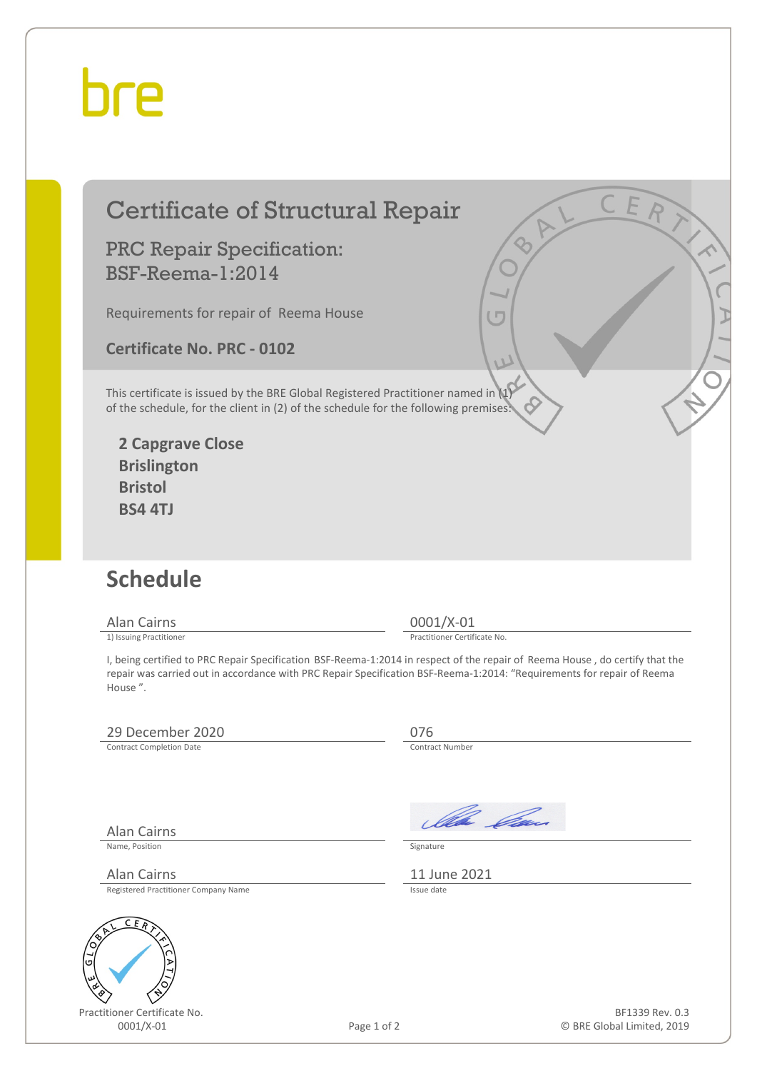bre

# Certificate of Structural Repair

## PRC Repair Specification: BSF-Reema-1:2014

Requirements for repair of Reema House

**Certificate No. PRC - 0102**

This certificate is issued by the BRE Global Registered Practitioner named in (1) of the schedule, for the client in (2) of the schedule for the following premises:

**2 Capgrave Close**
**Brislington**
**Bristol**
**BS4 4TJ**

## Schedule

Alan Cairns
1) Issuing Practitioner

0001/X-01
Practitioner Certificate No.

I, being certified to PRC Repair Specification BSF-Reema-1:2014 in respect of the repair of Reema House , do certify that the repair was carried out in accordance with PRC Repair Specification BSF-Reema-1:2014: "Requirements for repair of Reema House ".

29 December 2020
Contract Completion Date

076
Contract Number

Alan Cairns
Name, Position

Signature

Alan Cairns
Registered Practitioner Company Name

11 June 2021
Issue date

Practitioner Certificate No.
0001/X-01

BF1339 Rev. 0.3
© BRE Global Limited, 2019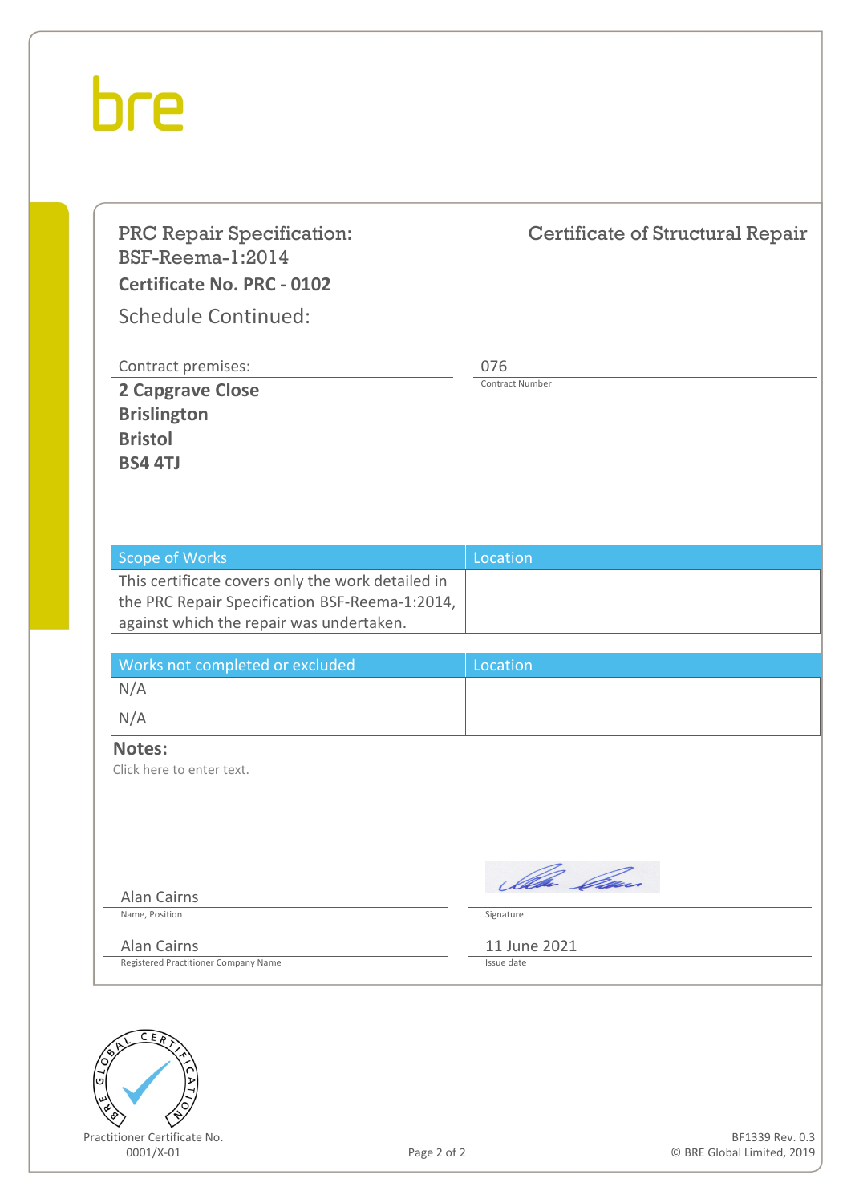bre

PRC Repair Specification:
BSF-Reema-1:2014

**Certificate No. PRC - 0102**

Certificate of Structural Repair

## Schedule Continued:

Contract premises:

**2 Capgrave Close**
**Brislington**
**Bristol**
**BS4 4TJ**

076
Contract Number

| Scope of Works | Location |
|---|---|
| This certificate covers only the work detailed in the PRC Repair Specification BSF-Reema-1:2014, against which the repair was undertaken. | |

| Works not completed or excluded | Location |
|---|---|
| N/A | |
| N/A | |

**Notes:**

Click here to enter text.

Alan Cairns
Name, Position

Signature

Alan Cairns
Registered Practitioner Company Name

11 June 2021
Issue date

BRE GLOBAL CERTIFICATION

Practitioner Certificate No.
0001/X-01

BF1339 Rev. 0.3
© BRE Global Limited, 2019